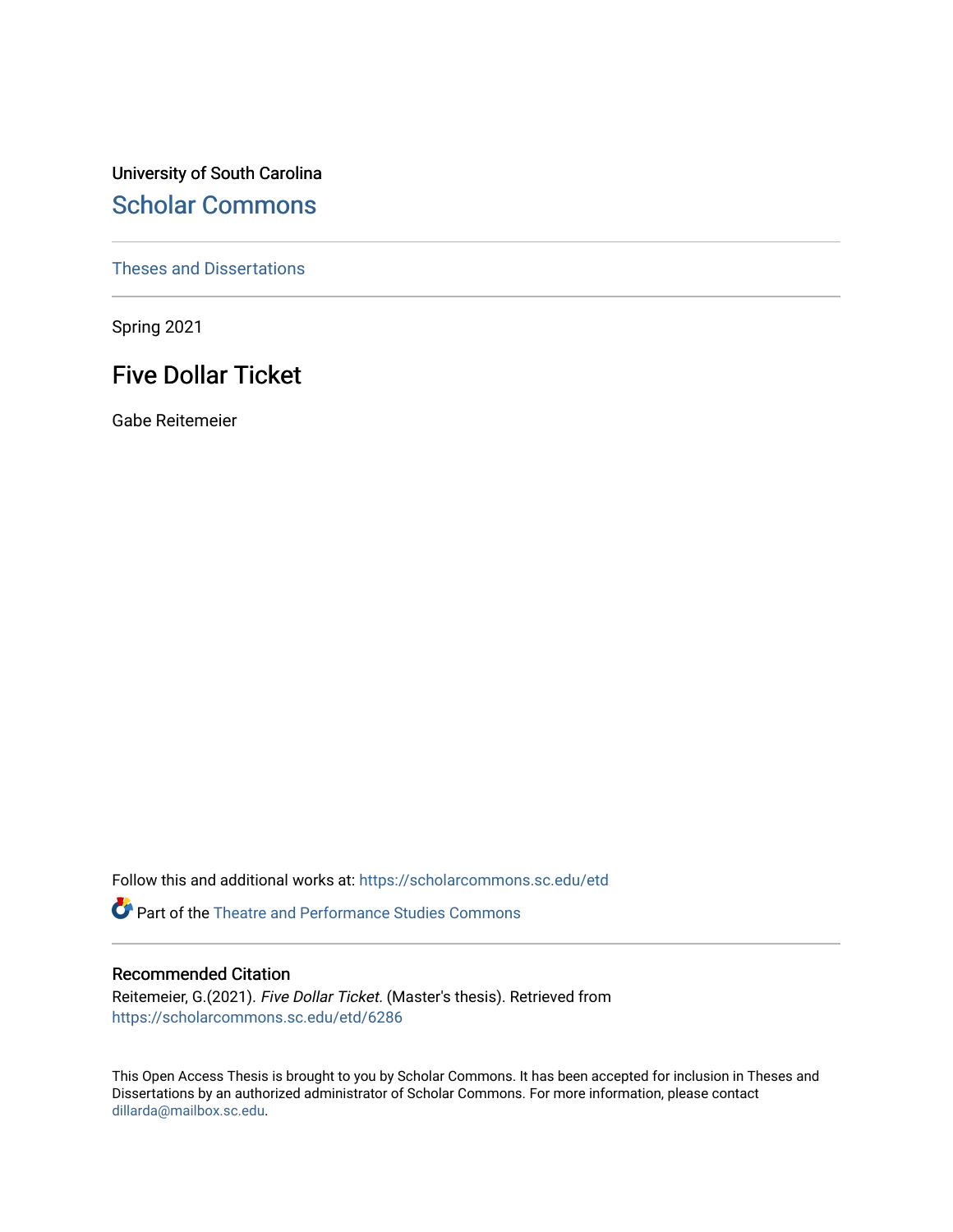University of South Carolina

# Scholar Commons

Theses and Dissertations

Spring 2021

## Five Dollar Ticket

Gabe Reitemeier

Follow this and additional works at: https://scholarcommons.sc.edu/etd

Part of the Theatre and Performance Studies Commons

### Recommended Citation

Reitemeier, G.(2021). *Five Dollar Ticket.* (Master's thesis). Retrieved from https://scholarcommons.sc.edu/etd/6286

This Open Access Thesis is brought to you by Scholar Commons. It has been accepted for inclusion in Theses and Dissertations by an authorized administrator of Scholar Commons. For more information, please contact dillarda@mailbox.sc.edu.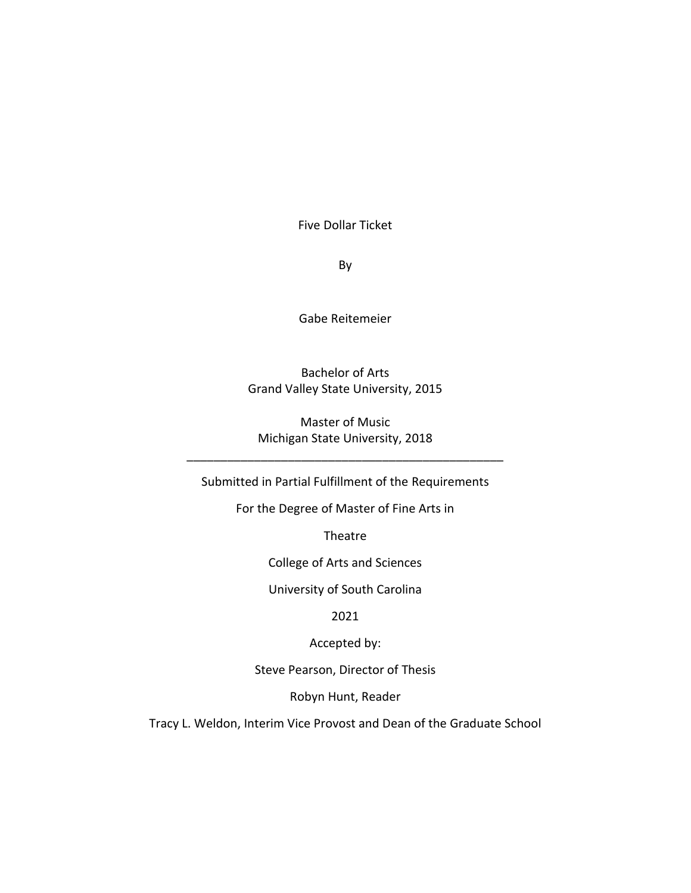Five Dollar Ticket

By

Gabe Reitemeier

Bachelor of Arts
Grand Valley State University, 2015

Master of Music
Michigan State University, 2018

---

Submitted in Partial Fulfillment of the Requirements

For the Degree of Master of Fine Arts in

Theatre

College of Arts and Sciences

University of South Carolina

2021

Accepted by:

Steve Pearson, Director of Thesis

Robyn Hunt, Reader

Tracy L. Weldon, Interim Vice Provost and Dean of the Graduate School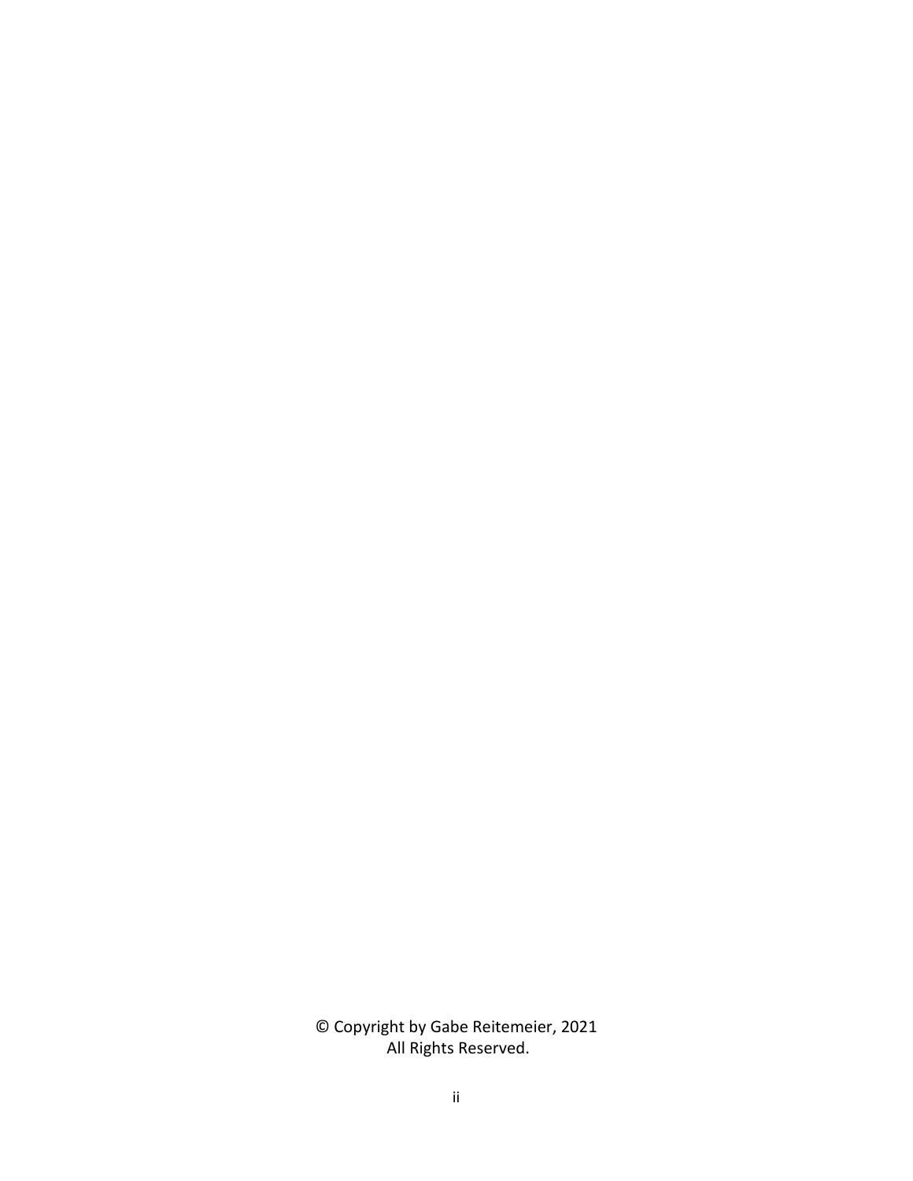© Copyright by Gabe Reitemeier, 2021
All Rights Reserved.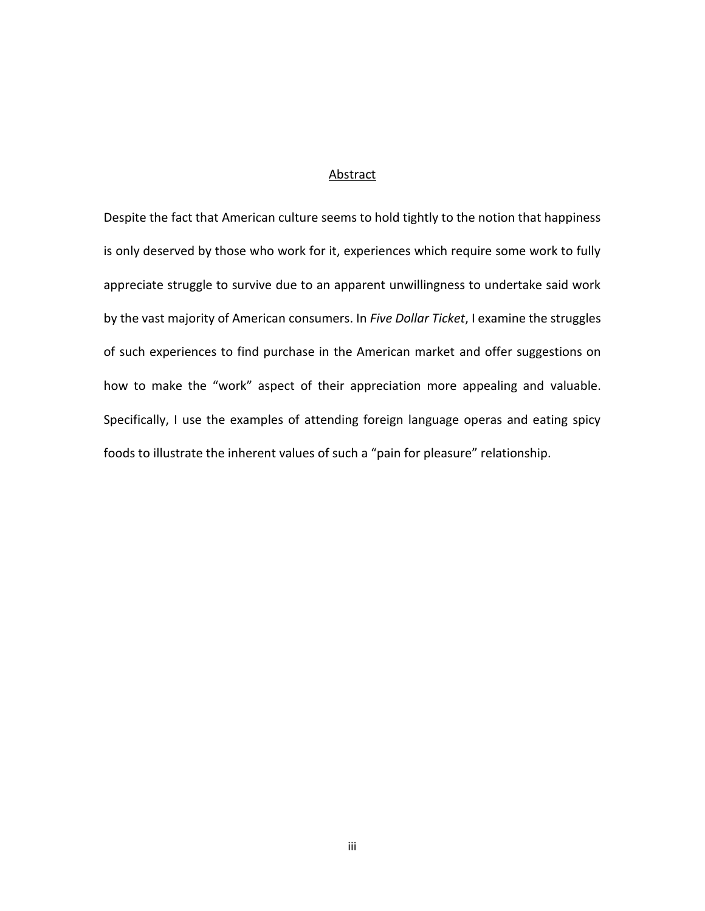## Abstract

Despite the fact that American culture seems to hold tightly to the notion that happiness is only deserved by those who work for it, experiences which require some work to fully appreciate struggle to survive due to an apparent unwillingness to undertake said work by the vast majority of American consumers. In *Five Dollar Ticket*, I examine the struggles of such experiences to find purchase in the American market and offer suggestions on how to make the "work" aspect of their appreciation more appealing and valuable. Specifically, I use the examples of attending foreign language operas and eating spicy foods to illustrate the inherent values of such a "pain for pleasure" relationship.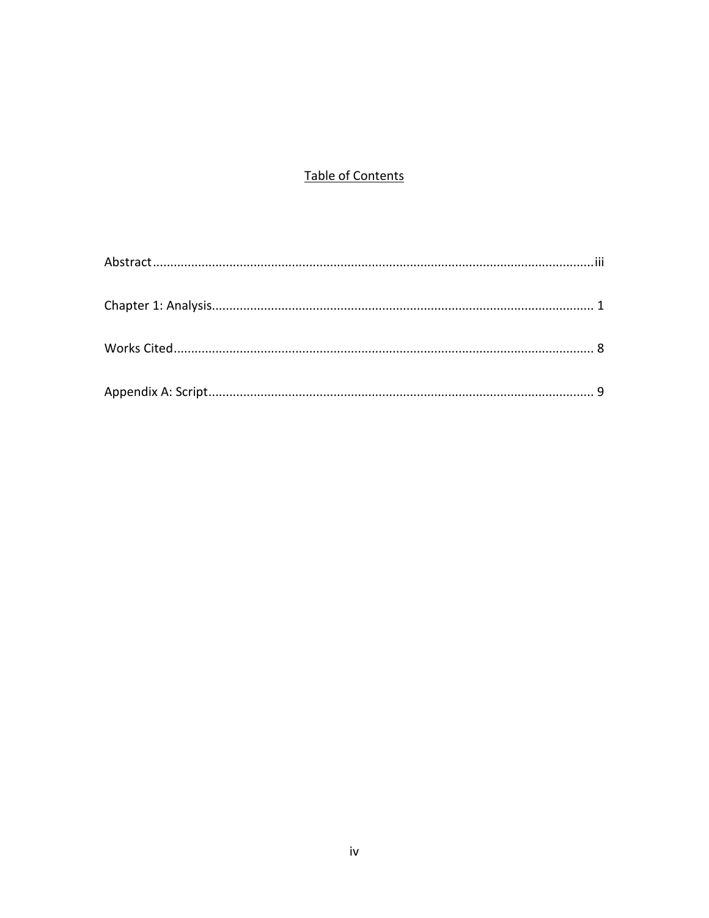# Table of Contents

Abstract..........iii

Chapter 1: Analysis..........1

Works Cited..........8

Appendix A: Script..........9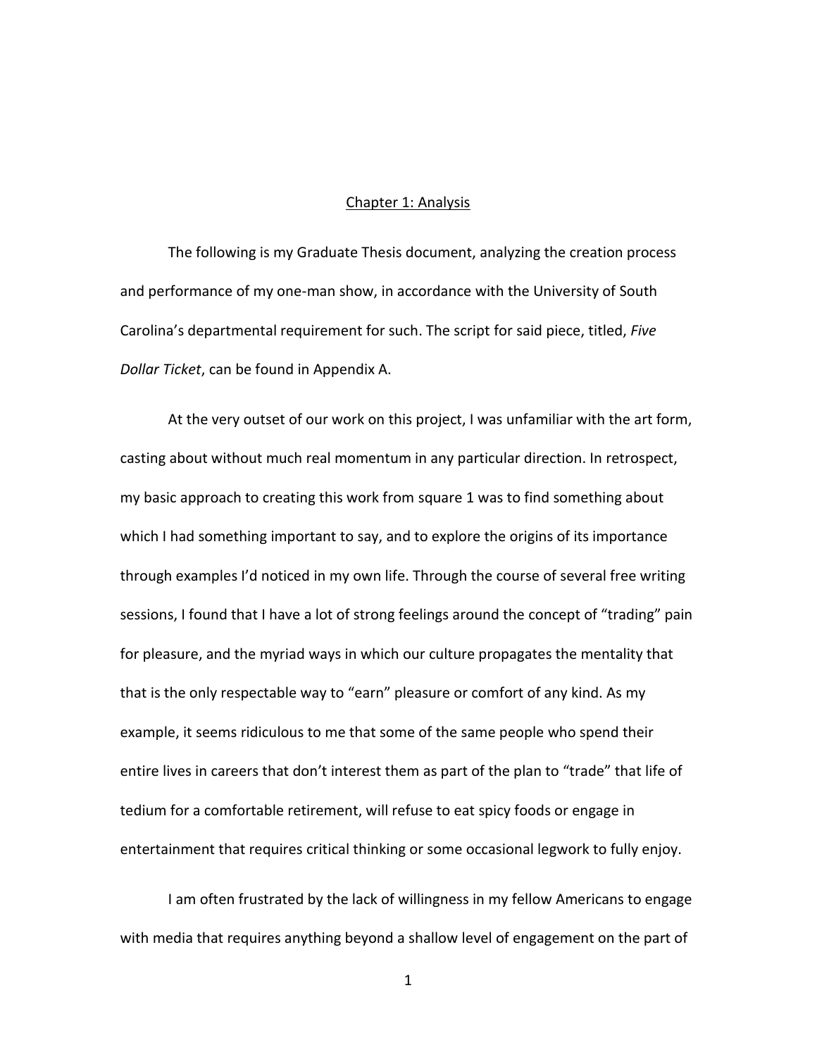# Chapter 1: Analysis

The following is my Graduate Thesis document, analyzing the creation process and performance of my one-man show, in accordance with the University of South Carolina's departmental requirement for such. The script for said piece, titled, *Five Dollar Ticket*, can be found in Appendix A.

At the very outset of our work on this project, I was unfamiliar with the art form, casting about without much real momentum in any particular direction. In retrospect, my basic approach to creating this work from square 1 was to find something about which I had something important to say, and to explore the origins of its importance through examples I'd noticed in my own life. Through the course of several free writing sessions, I found that I have a lot of strong feelings around the concept of "trading" pain for pleasure, and the myriad ways in which our culture propagates the mentality that that is the only respectable way to "earn" pleasure or comfort of any kind. As my example, it seems ridiculous to me that some of the same people who spend their entire lives in careers that don't interest them as part of the plan to "trade" that life of tedium for a comfortable retirement, will refuse to eat spicy foods or engage in entertainment that requires critical thinking or some occasional legwork to fully enjoy.

I am often frustrated by the lack of willingness in my fellow Americans to engage with media that requires anything beyond a shallow level of engagement on the part of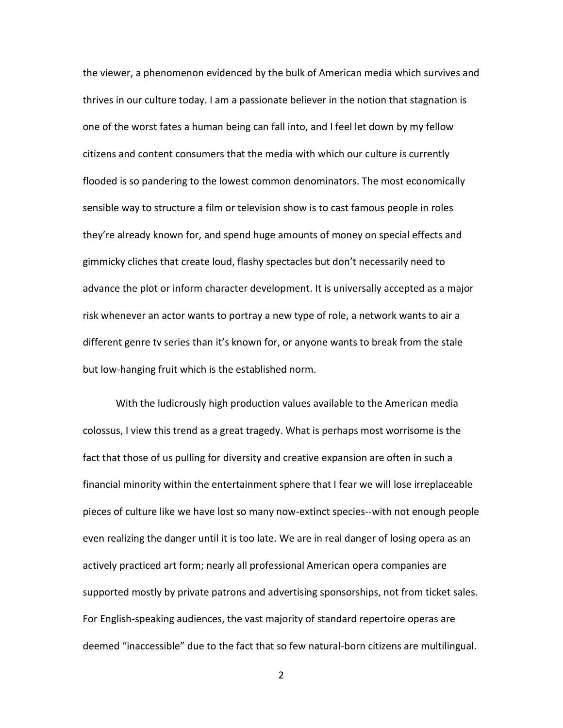the viewer, a phenomenon evidenced by the bulk of American media which survives and thrives in our culture today. I am a passionate believer in the notion that stagnation is one of the worst fates a human being can fall into, and I feel let down by my fellow citizens and content consumers that the media with which our culture is currently flooded is so pandering to the lowest common denominators. The most economically sensible way to structure a film or television show is to cast famous people in roles they're already known for, and spend huge amounts of money on special effects and gimmicky cliches that create loud, flashy spectacles but don't necessarily need to advance the plot or inform character development. It is universally accepted as a major risk whenever an actor wants to portray a new type of role, a network wants to air a different genre tv series than it's known for, or anyone wants to break from the stale but low-hanging fruit which is the established norm.

With the ludicrously high production values available to the American media colossus, I view this trend as a great tragedy. What is perhaps most worrisome is the fact that those of us pulling for diversity and creative expansion are often in such a financial minority within the entertainment sphere that I fear we will lose irreplaceable pieces of culture like we have lost so many now-extinct species--with not enough people even realizing the danger until it is too late. We are in real danger of losing opera as an actively practiced art form; nearly all professional American opera companies are supported mostly by private patrons and advertising sponsorships, not from ticket sales. For English-speaking audiences, the vast majority of standard repertoire operas are deemed "inaccessible" due to the fact that so few natural-born citizens are multilingual.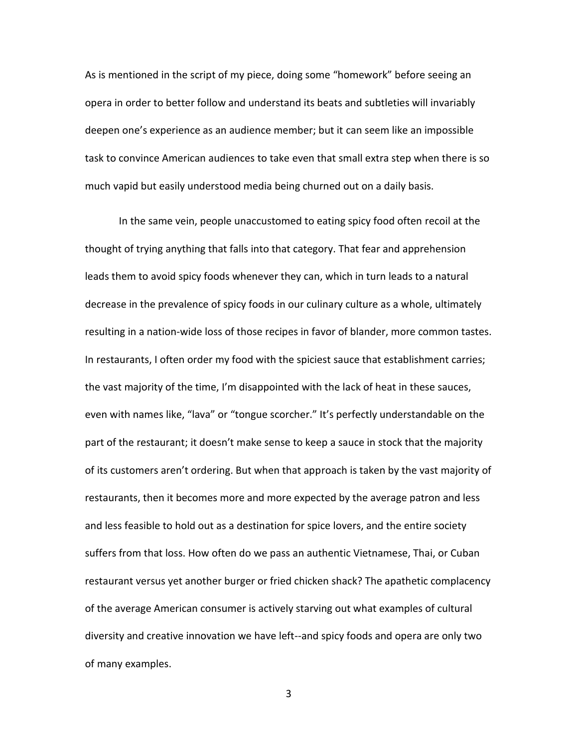As is mentioned in the script of my piece, doing some "homework" before seeing an opera in order to better follow and understand its beats and subtleties will invariably deepen one's experience as an audience member; but it can seem like an impossible task to convince American audiences to take even that small extra step when there is so much vapid but easily understood media being churned out on a daily basis.

In the same vein, people unaccustomed to eating spicy food often recoil at the thought of trying anything that falls into that category. That fear and apprehension leads them to avoid spicy foods whenever they can, which in turn leads to a natural decrease in the prevalence of spicy foods in our culinary culture as a whole, ultimately resulting in a nation-wide loss of those recipes in favor of blander, more common tastes. In restaurants, I often order my food with the spiciest sauce that establishment carries; the vast majority of the time, I'm disappointed with the lack of heat in these sauces, even with names like, "lava" or "tongue scorcher." It's perfectly understandable on the part of the restaurant; it doesn't make sense to keep a sauce in stock that the majority of its customers aren't ordering. But when that approach is taken by the vast majority of restaurants, then it becomes more and more expected by the average patron and less and less feasible to hold out as a destination for spice lovers, and the entire society suffers from that loss. How often do we pass an authentic Vietnamese, Thai, or Cuban restaurant versus yet another burger or fried chicken shack? The apathetic complacency of the average American consumer is actively starving out what examples of cultural diversity and creative innovation we have left--and spicy foods and opera are only two of many examples.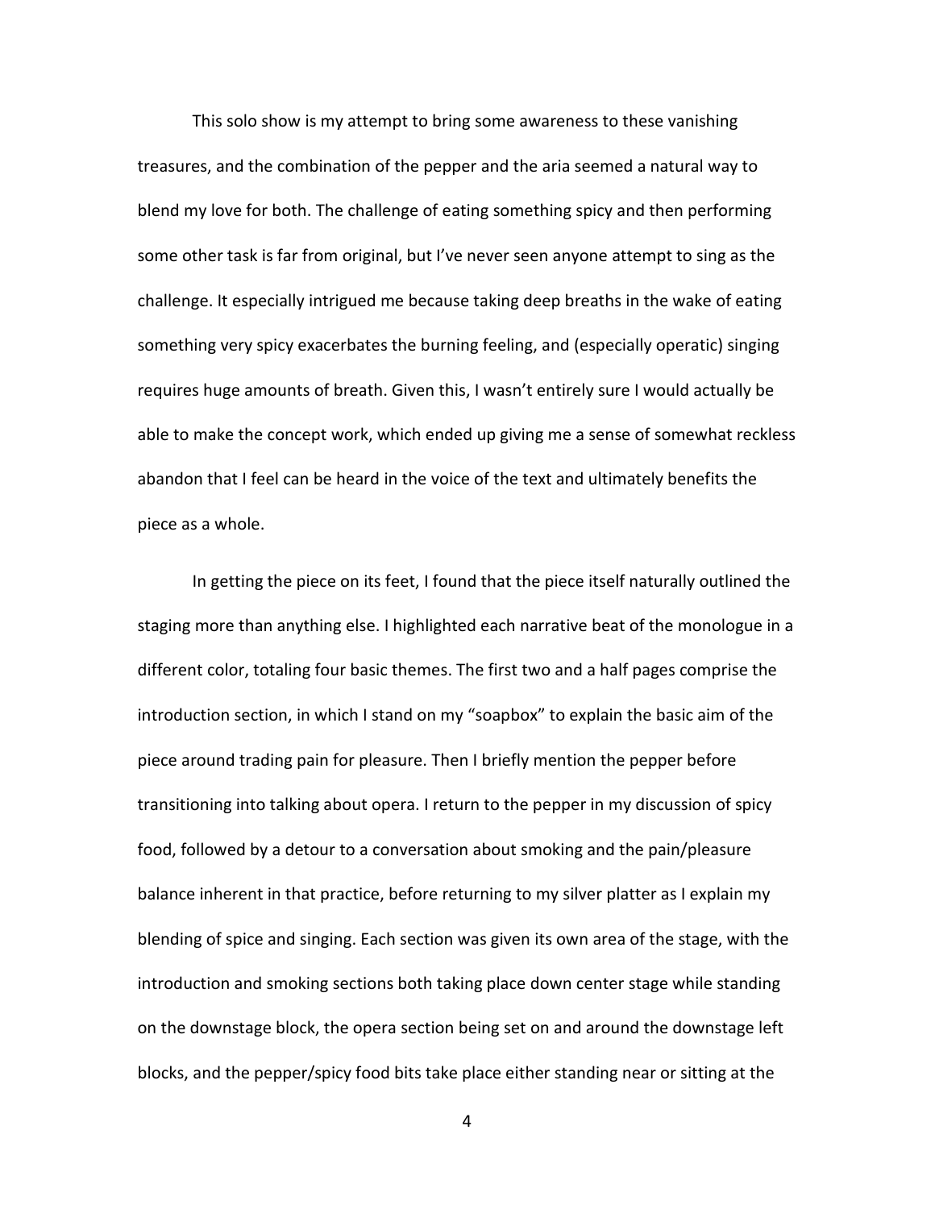This solo show is my attempt to bring some awareness to these vanishing treasures, and the combination of the pepper and the aria seemed a natural way to blend my love for both. The challenge of eating something spicy and then performing some other task is far from original, but I've never seen anyone attempt to sing as the challenge. It especially intrigued me because taking deep breaths in the wake of eating something very spicy exacerbates the burning feeling, and (especially operatic) singing requires huge amounts of breath. Given this, I wasn't entirely sure I would actually be able to make the concept work, which ended up giving me a sense of somewhat reckless abandon that I feel can be heard in the voice of the text and ultimately benefits the piece as a whole.

In getting the piece on its feet, I found that the piece itself naturally outlined the staging more than anything else. I highlighted each narrative beat of the monologue in a different color, totaling four basic themes. The first two and a half pages comprise the introduction section, in which I stand on my "soapbox" to explain the basic aim of the piece around trading pain for pleasure. Then I briefly mention the pepper before transitioning into talking about opera. I return to the pepper in my discussion of spicy food, followed by a detour to a conversation about smoking and the pain/pleasure balance inherent in that practice, before returning to my silver platter as I explain my blending of spice and singing. Each section was given its own area of the stage, with the introduction and smoking sections both taking place down center stage while standing on the downstage block, the opera section being set on and around the downstage left blocks, and the pepper/spicy food bits take place either standing near or sitting at the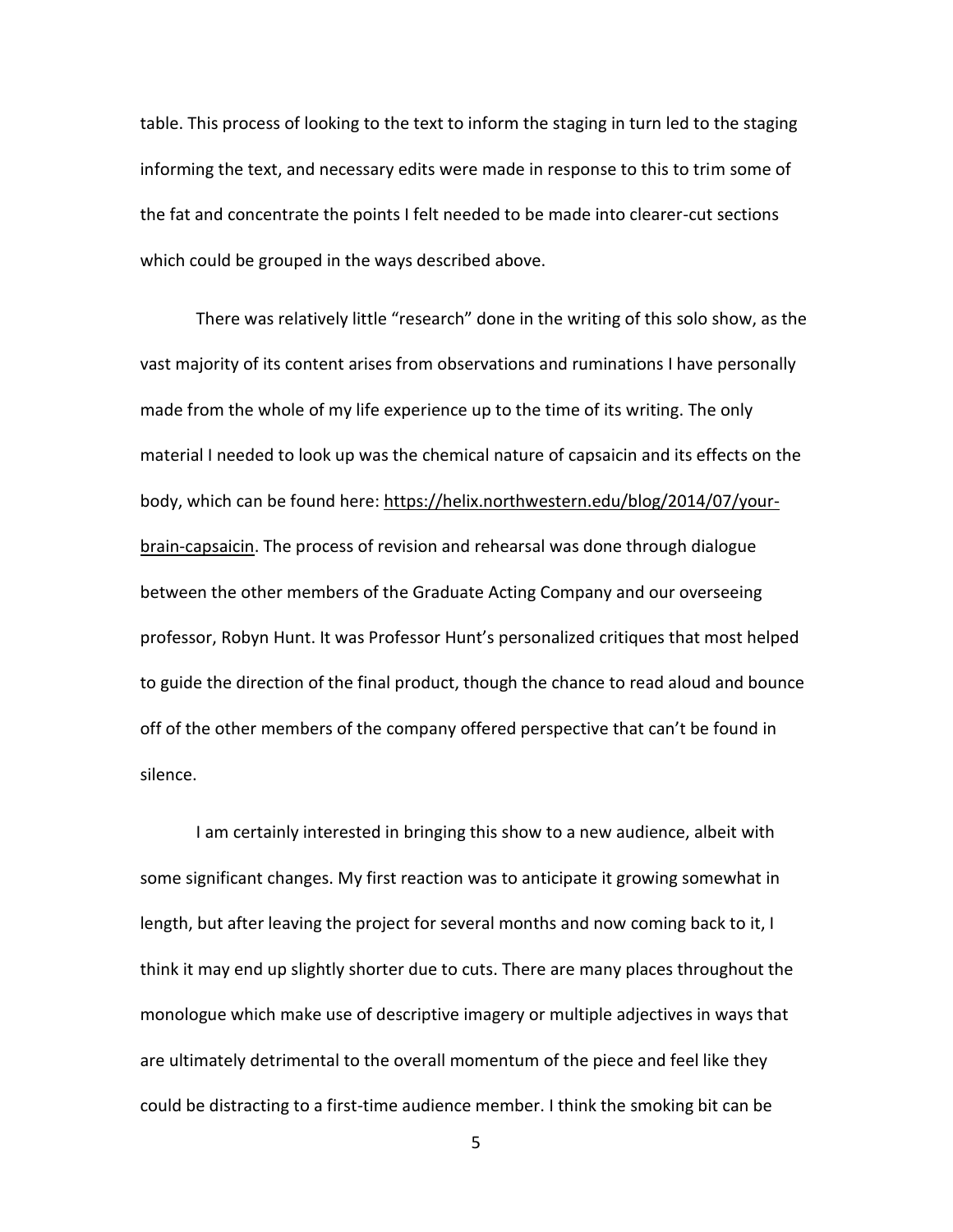table. This process of looking to the text to inform the staging in turn led to the staging informing the text, and necessary edits were made in response to this to trim some of the fat and concentrate the points I felt needed to be made into clearer-cut sections which could be grouped in the ways described above.

There was relatively little "research" done in the writing of this solo show, as the vast majority of its content arises from observations and ruminations I have personally made from the whole of my life experience up to the time of its writing. The only material I needed to look up was the chemical nature of capsaicin and its effects on the body, which can be found here: https://helix.northwestern.edu/blog/2014/07/your-brain-capsaicin. The process of revision and rehearsal was done through dialogue between the other members of the Graduate Acting Company and our overseeing professor, Robyn Hunt. It was Professor Hunt's personalized critiques that most helped to guide the direction of the final product, though the chance to read aloud and bounce off of the other members of the company offered perspective that can't be found in silence.

I am certainly interested in bringing this show to a new audience, albeit with some significant changes. My first reaction was to anticipate it growing somewhat in length, but after leaving the project for several months and now coming back to it, I think it may end up slightly shorter due to cuts. There are many places throughout the monologue which make use of descriptive imagery or multiple adjectives in ways that are ultimately detrimental to the overall momentum of the piece and feel like they could be distracting to a first-time audience member. I think the smoking bit can be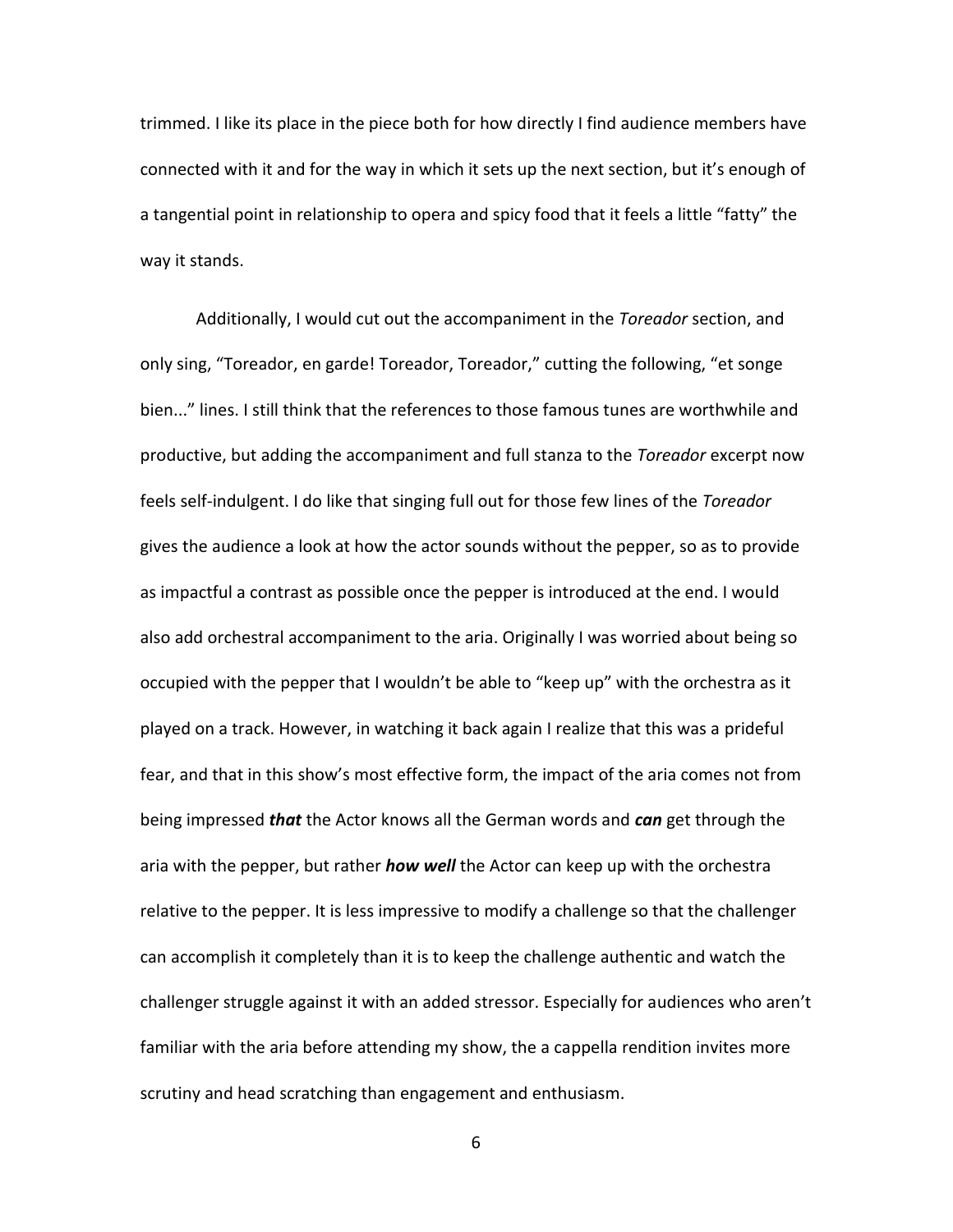trimmed. I like its place in the piece both for how directly I find audience members have connected with it and for the way in which it sets up the next section, but it's enough of a tangential point in relationship to opera and spicy food that it feels a little "fatty" the way it stands.

Additionally, I would cut out the accompaniment in the *Toreador* section, and only sing, "Toreador, en garde! Toreador, Toreador," cutting the following, "et songe bien..." lines. I still think that the references to those famous tunes are worthwhile and productive, but adding the accompaniment and full stanza to the *Toreador* excerpt now feels self-indulgent. I do like that singing full out for those few lines of the *Toreador* gives the audience a look at how the actor sounds without the pepper, so as to provide as impactful a contrast as possible once the pepper is introduced at the end. I would also add orchestral accompaniment to the aria. Originally I was worried about being so occupied with the pepper that I wouldn't be able to "keep up" with the orchestra as it played on a track. However, in watching it back again I realize that this was a prideful fear, and that in this show's most effective form, the impact of the aria comes not from being impressed ***that*** the Actor knows all the German words and ***can*** get through the aria with the pepper, but rather ***how well*** the Actor can keep up with the orchestra relative to the pepper. It is less impressive to modify a challenge so that the challenger can accomplish it completely than it is to keep the challenge authentic and watch the challenger struggle against it with an added stressor. Especially for audiences who aren't familiar with the aria before attending my show, the a cappella rendition invites more scrutiny and head scratching than engagement and enthusiasm.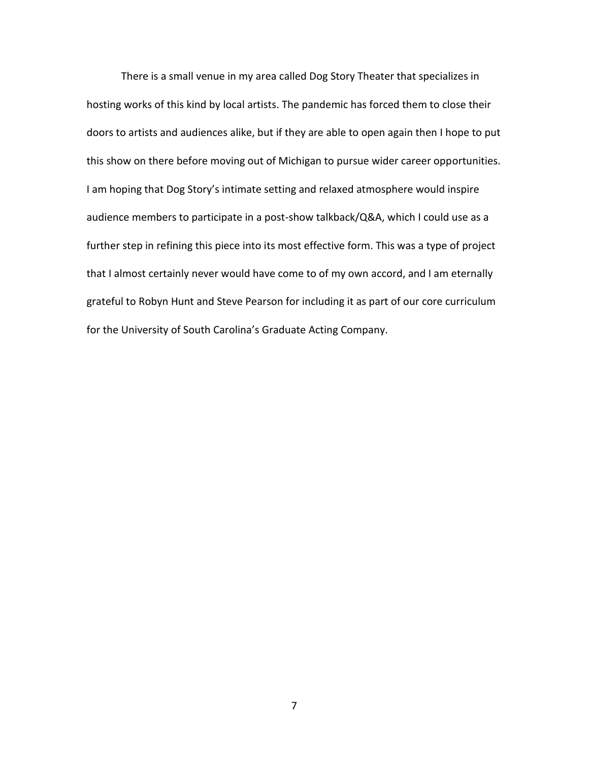There is a small venue in my area called Dog Story Theater that specializes in hosting works of this kind by local artists. The pandemic has forced them to close their doors to artists and audiences alike, but if they are able to open again then I hope to put this show on there before moving out of Michigan to pursue wider career opportunities. I am hoping that Dog Story's intimate setting and relaxed atmosphere would inspire audience members to participate in a post-show talkback/Q&A, which I could use as a further step in refining this piece into its most effective form. This was a type of project that I almost certainly never would have come to of my own accord, and I am eternally grateful to Robyn Hunt and Steve Pearson for including it as part of our core curriculum for the University of South Carolina's Graduate Acting Company.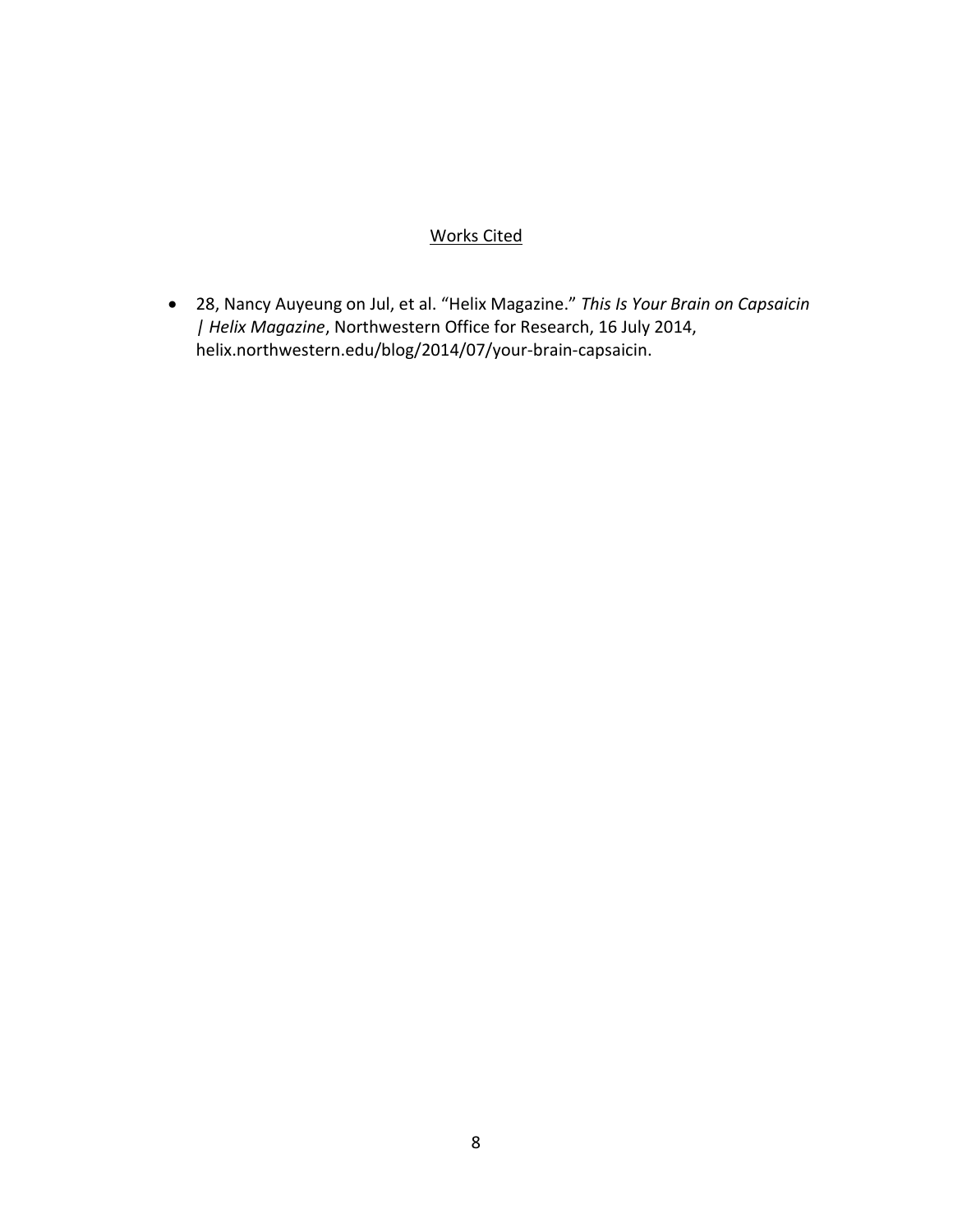## Works Cited

- 28, Nancy Auyeung on Jul, et al. "Helix Magazine." *This Is Your Brain on Capsaicin | Helix Magazine*, Northwestern Office for Research, 16 July 2014, helix.northwestern.edu/blog/2014/07/your-brain-capsaicin.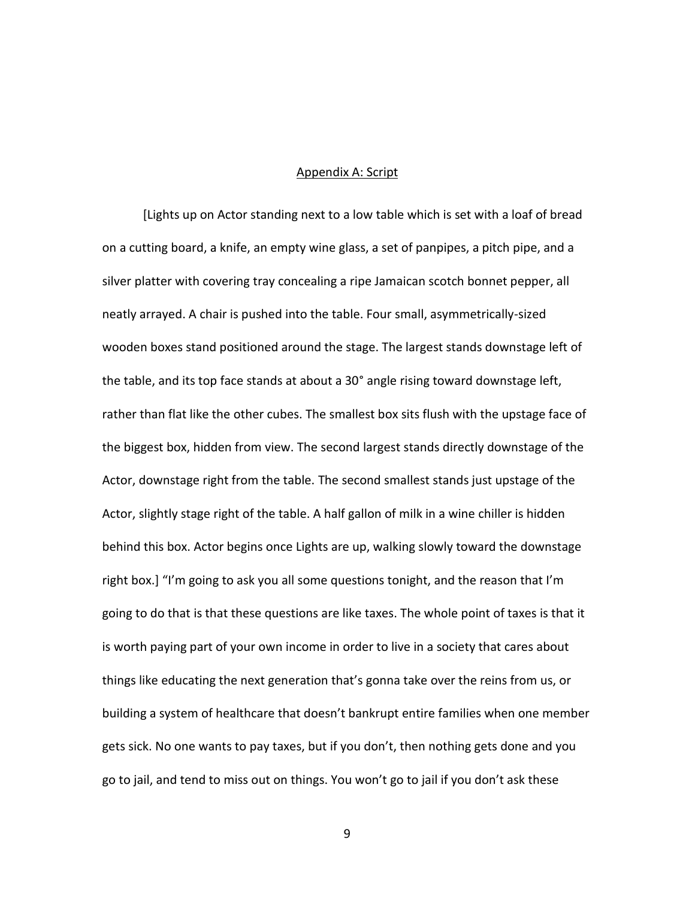## Appendix A: Script

[Lights up on Actor standing next to a low table which is set with a loaf of bread on a cutting board, a knife, an empty wine glass, a set of panpipes, a pitch pipe, and a silver platter with covering tray concealing a ripe Jamaican scotch bonnet pepper, all neatly arrayed. A chair is pushed into the table. Four small, asymmetrically-sized wooden boxes stand positioned around the stage. The largest stands downstage left of the table, and its top face stands at about a 30° angle rising toward downstage left, rather than flat like the other cubes. The smallest box sits flush with the upstage face of the biggest box, hidden from view. The second largest stands directly downstage of the Actor, downstage right from the table. The second smallest stands just upstage of the Actor, slightly stage right of the table. A half gallon of milk in a wine chiller is hidden behind this box. Actor begins once Lights are up, walking slowly toward the downstage right box.] "I'm going to ask you all some questions tonight, and the reason that I'm going to do that is that these questions are like taxes. The whole point of taxes is that it is worth paying part of your own income in order to live in a society that cares about things like educating the next generation that's gonna take over the reins from us, or building a system of healthcare that doesn't bankrupt entire families when one member gets sick. No one wants to pay taxes, but if you don't, then nothing gets done and you go to jail, and tend to miss out on things. You won't go to jail if you don't ask these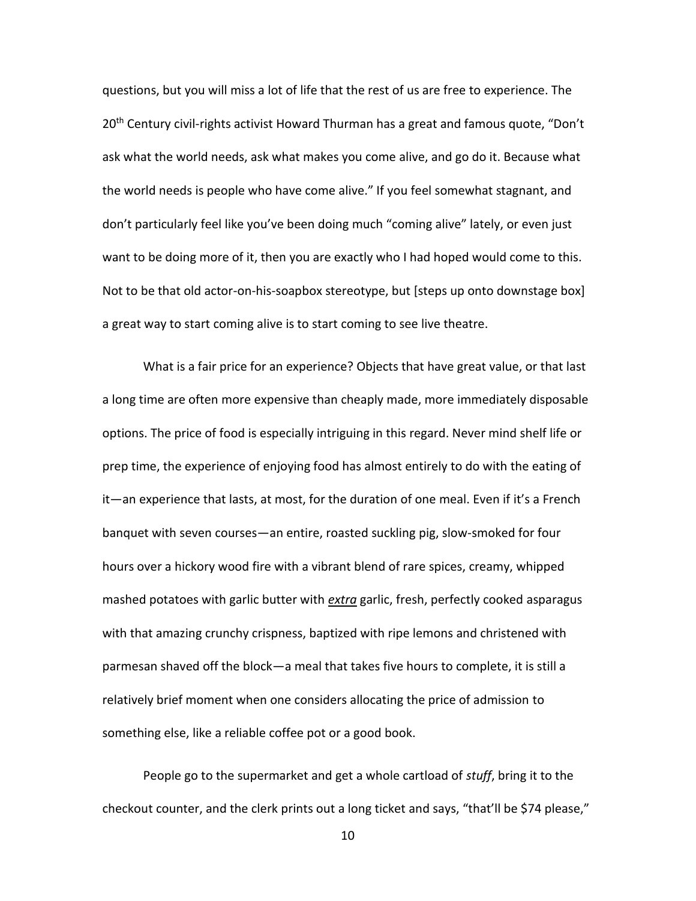questions, but you will miss a lot of life that the rest of us are free to experience. The 20th Century civil-rights activist Howard Thurman has a great and famous quote, "Don't ask what the world needs, ask what makes you come alive, and go do it. Because what the world needs is people who have come alive." If you feel somewhat stagnant, and don't particularly feel like you've been doing much "coming alive" lately, or even just want to be doing more of it, then you are exactly who I had hoped would come to this. Not to be that old actor-on-his-soapbox stereotype, but [steps up onto downstage box] a great way to start coming alive is to start coming to see live theatre.

What is a fair price for an experience? Objects that have great value, or that last a long time are often more expensive than cheaply made, more immediately disposable options. The price of food is especially intriguing in this regard. Never mind shelf life or prep time, the experience of enjoying food has almost entirely to do with the eating of it—an experience that lasts, at most, for the duration of one meal. Even if it's a French banquet with seven courses—an entire, roasted suckling pig, slow-smoked for four hours over a hickory wood fire with a vibrant blend of rare spices, creamy, whipped mashed potatoes with garlic butter with ***extra*** garlic, fresh, perfectly cooked asparagus with that amazing crunchy crispness, baptized with ripe lemons and christened with parmesan shaved off the block—a meal that takes five hours to complete, it is still a relatively brief moment when one considers allocating the price of admission to something else, like a reliable coffee pot or a good book.

People go to the supermarket and get a whole cartload of *stuff*, bring it to the checkout counter, and the clerk prints out a long ticket and says, "that'll be $74 please,"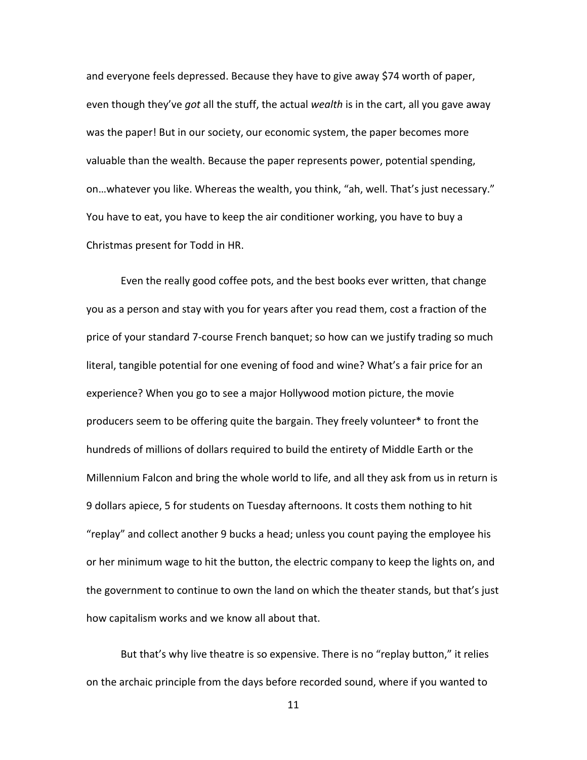and everyone feels depressed. Because they have to give away $74 worth of paper, even though they've *got* all the stuff, the actual *wealth* is in the cart, all you gave away was the paper! But in our society, our economic system, the paper becomes more valuable than the wealth. Because the paper represents power, potential spending, on…whatever you like. Whereas the wealth, you think, "ah, well. That's just necessary." You have to eat, you have to keep the air conditioner working, you have to buy a Christmas present for Todd in HR.

Even the really good coffee pots, and the best books ever written, that change you as a person and stay with you for years after you read them, cost a fraction of the price of your standard 7-course French banquet; so how can we justify trading so much literal, tangible potential for one evening of food and wine? What's a fair price for an experience? When you go to see a major Hollywood motion picture, the movie producers seem to be offering quite the bargain. They freely volunteer* to front the hundreds of millions of dollars required to build the entirety of Middle Earth or the Millennium Falcon and bring the whole world to life, and all they ask from us in return is 9 dollars apiece, 5 for students on Tuesday afternoons. It costs them nothing to hit "replay" and collect another 9 bucks a head; unless you count paying the employee his or her minimum wage to hit the button, the electric company to keep the lights on, and the government to continue to own the land on which the theater stands, but that's just how capitalism works and we know all about that.

But that's why live theatre is so expensive. There is no "replay button," it relies on the archaic principle from the days before recorded sound, where if you wanted to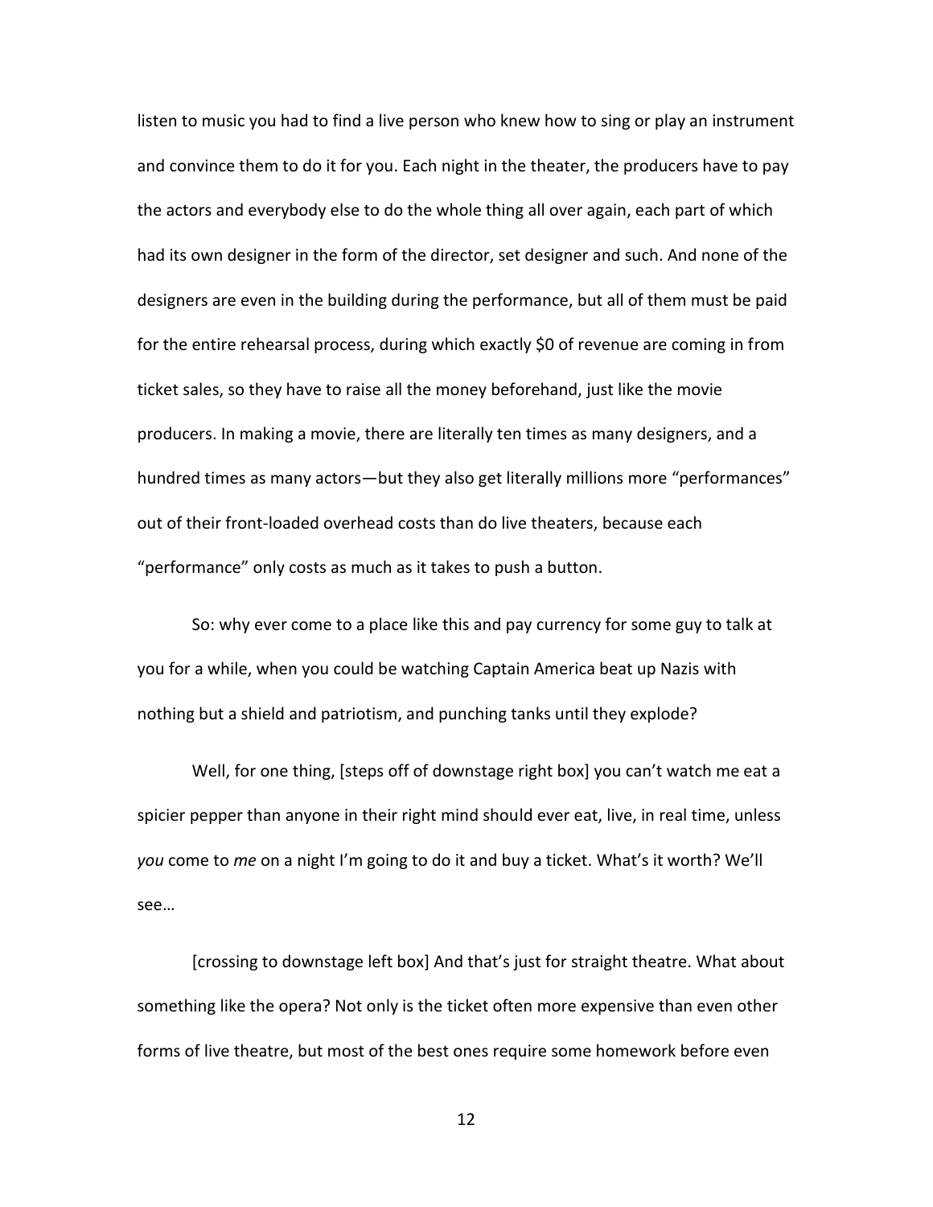listen to music you had to find a live person who knew how to sing or play an instrument and convince them to do it for you. Each night in the theater, the producers have to pay the actors and everybody else to do the whole thing all over again, each part of which had its own designer in the form of the director, set designer and such. And none of the designers are even in the building during the performance, but all of them must be paid for the entire rehearsal process, during which exactly $0 of revenue are coming in from ticket sales, so they have to raise all the money beforehand, just like the movie producers. In making a movie, there are literally ten times as many designers, and a hundred times as many actors—but they also get literally millions more "performances" out of their front-loaded overhead costs than do live theaters, because each "performance" only costs as much as it takes to push a button.

So: why ever come to a place like this and pay currency for some guy to talk at you for a while, when you could be watching Captain America beat up Nazis with nothing but a shield and patriotism, and punching tanks until they explode?

Well, for one thing, [steps off of downstage right box] you can't watch me eat a spicier pepper than anyone in their right mind should ever eat, live, in real time, unless *you* come to *me* on a night I'm going to do it and buy a ticket. What's it worth? We'll see…

[crossing to downstage left box] And that's just for straight theatre. What about something like the opera? Not only is the ticket often more expensive than even other forms of live theatre, but most of the best ones require some homework before even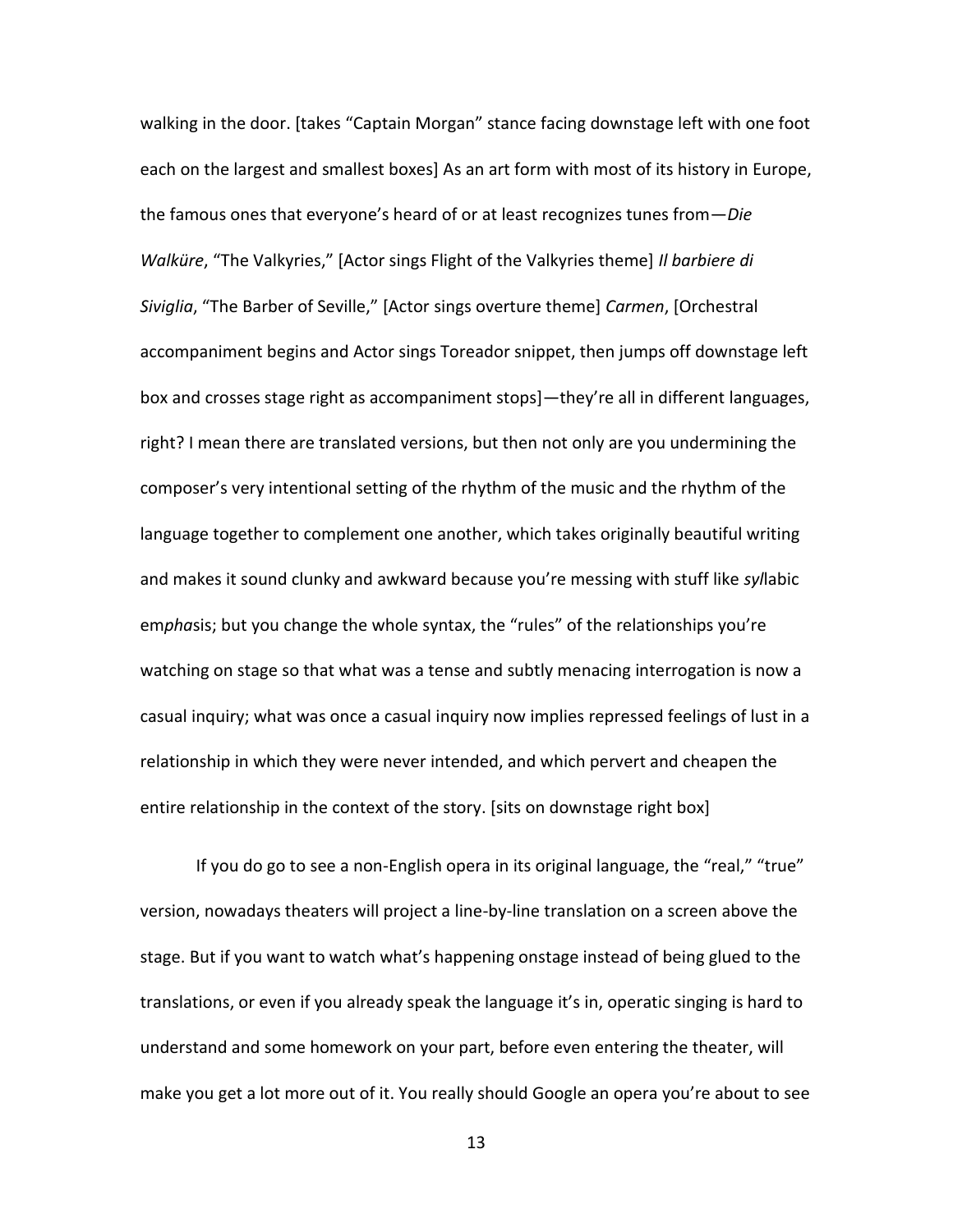walking in the door. [takes "Captain Morgan" stance facing downstage left with one foot each on the largest and smallest boxes] As an art form with most of its history in Europe, the famous ones that everyone's heard of or at least recognizes tunes from—*Die Walküre*, "The Valkyries," [Actor sings Flight of the Valkyries theme] *Il barbiere di Siviglia*, "The Barber of Seville," [Actor sings overture theme] *Carmen*, [Orchestral accompaniment begins and Actor sings Toreador snippet, then jumps off downstage left box and crosses stage right as accompaniment stops]—they're all in different languages, right? I mean there are translated versions, but then not only are you undermining the composer's very intentional setting of the rhythm of the music and the rhythm of the language together to complement one another, which takes originally beautiful writing and makes it sound clunky and awkward because you're messing with stuff like *syl*labic em*pha*sis; but you change the whole syntax, the "rules" of the relationships you're watching on stage so that what was a tense and subtly menacing interrogation is now a casual inquiry; what was once a casual inquiry now implies repressed feelings of lust in a relationship in which they were never intended, and which pervert and cheapen the entire relationship in the context of the story. [sits on downstage right box]

If you do go to see a non-English opera in its original language, the "real," "true" version, nowadays theaters will project a line-by-line translation on a screen above the stage. But if you want to watch what's happening onstage instead of being glued to the translations, or even if you already speak the language it's in, operatic singing is hard to understand and some homework on your part, before even entering the theater, will make you get a lot more out of it. You really should Google an opera you're about to see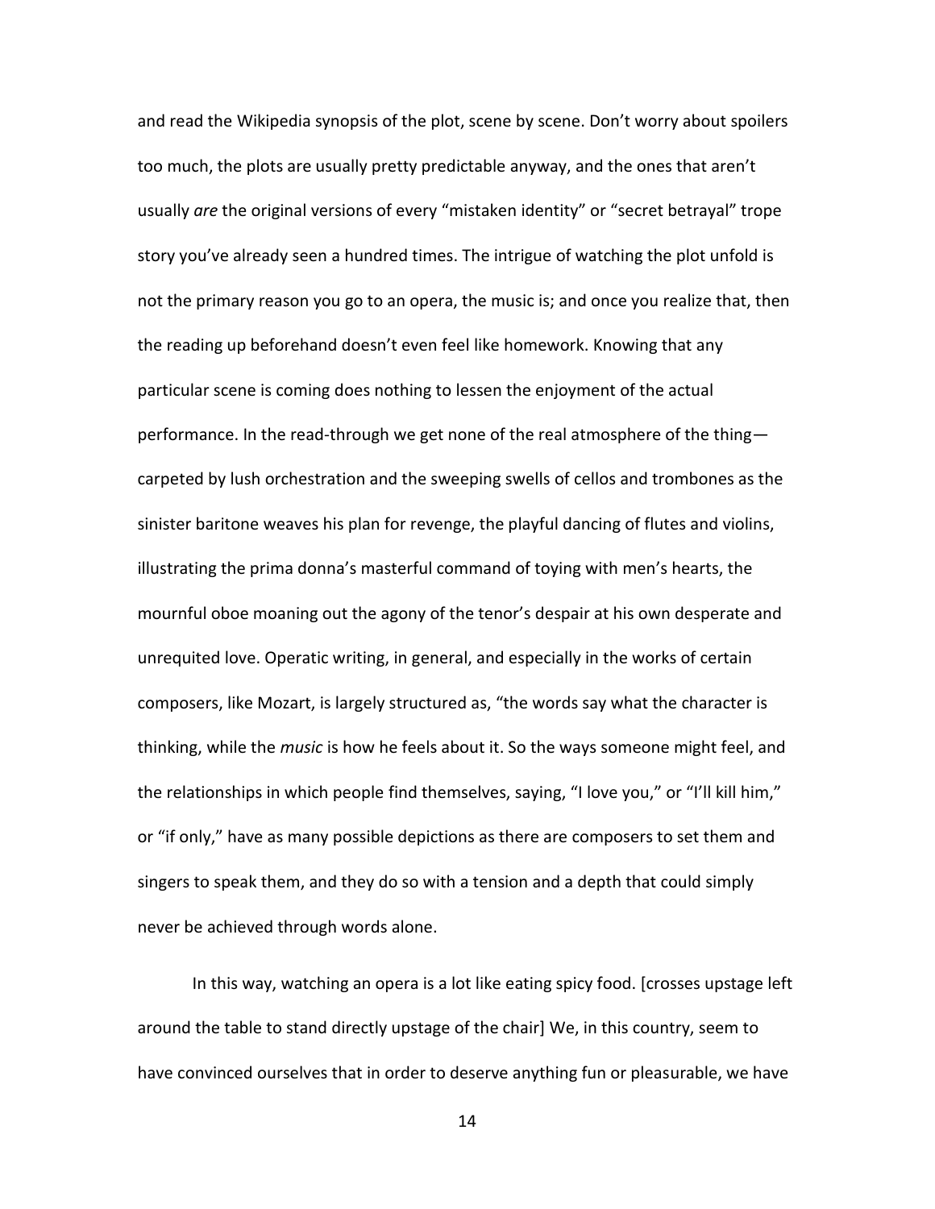and read the Wikipedia synopsis of the plot, scene by scene. Don't worry about spoilers too much, the plots are usually pretty predictable anyway, and the ones that aren't usually *are* the original versions of every "mistaken identity" or "secret betrayal" trope story you've already seen a hundred times. The intrigue of watching the plot unfold is not the primary reason you go to an opera, the music is; and once you realize that, then the reading up beforehand doesn't even feel like homework. Knowing that any particular scene is coming does nothing to lessen the enjoyment of the actual performance. In the read-through we get none of the real atmosphere of the thing—carpeted by lush orchestration and the sweeping swells of cellos and trombones as the sinister baritone weaves his plan for revenge, the playful dancing of flutes and violins, illustrating the prima donna's masterful command of toying with men's hearts, the mournful oboe moaning out the agony of the tenor's despair at his own desperate and unrequited love. Operatic writing, in general, and especially in the works of certain composers, like Mozart, is largely structured as, "the words say what the character is thinking, while the *music* is how he feels about it. So the ways someone might feel, and the relationships in which people find themselves, saying, "I love you," or "I'll kill him," or "if only," have as many possible depictions as there are composers to set them and singers to speak them, and they do so with a tension and a depth that could simply never be achieved through words alone.

In this way, watching an opera is a lot like eating spicy food. [crosses upstage left around the table to stand directly upstage of the chair] We, in this country, seem to have convinced ourselves that in order to deserve anything fun or pleasurable, we have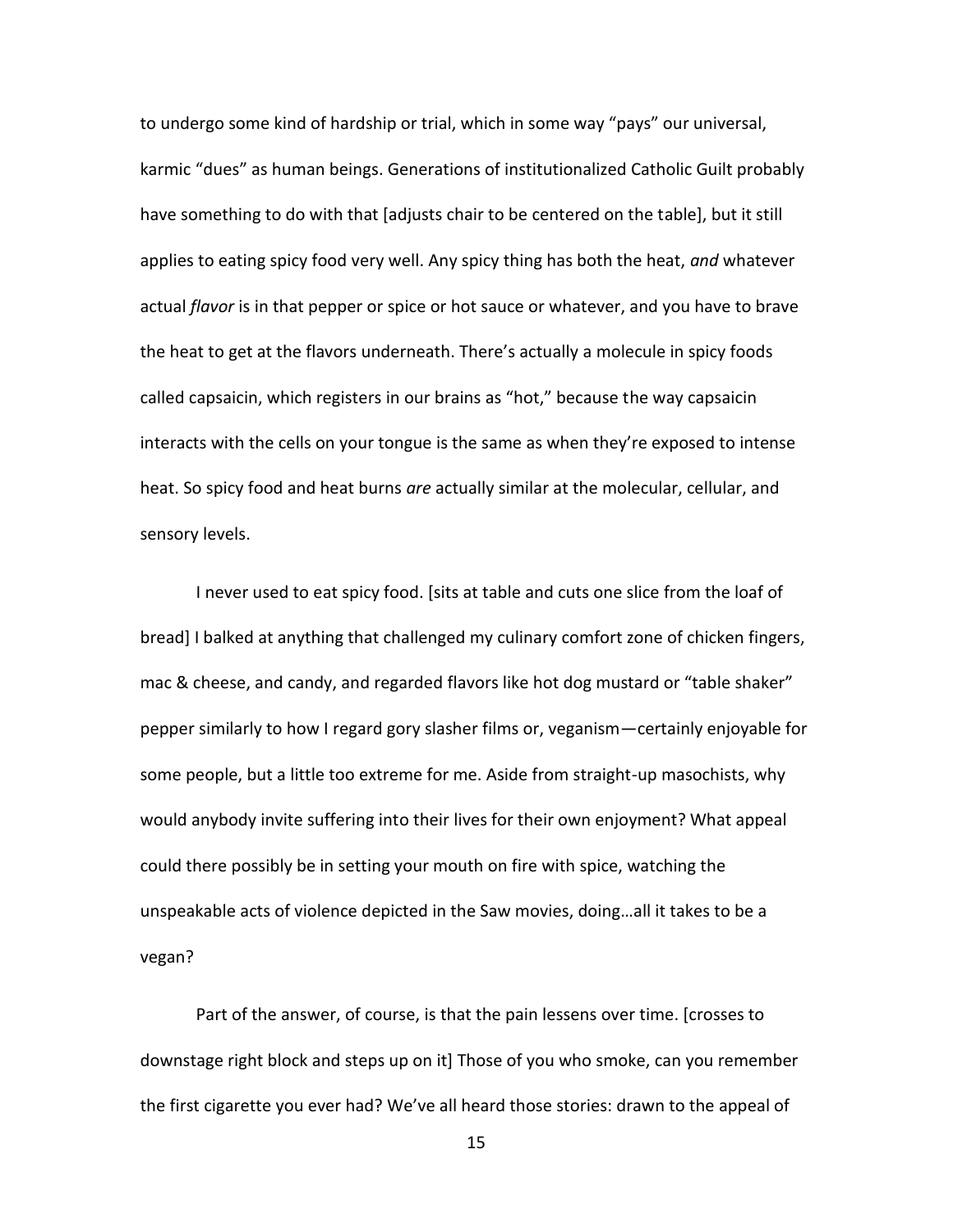to undergo some kind of hardship or trial, which in some way “pays” our universal, karmic “dues” as human beings. Generations of institutionalized Catholic Guilt probably have something to do with that [adjusts chair to be centered on the table], but it still applies to eating spicy food very well. Any spicy thing has both the heat, *and* whatever actual *flavor* is in that pepper or spice or hot sauce or whatever, and you have to brave the heat to get at the flavors underneath. There’s actually a molecule in spicy foods called capsaicin, which registers in our brains as “hot,” because the way capsaicin interacts with the cells on your tongue is the same as when they’re exposed to intense heat. So spicy food and heat burns *are* actually similar at the molecular, cellular, and sensory levels.

I never used to eat spicy food. [sits at table and cuts one slice from the loaf of bread] I balked at anything that challenged my culinary comfort zone of chicken fingers, mac & cheese, and candy, and regarded flavors like hot dog mustard or “table shaker” pepper similarly to how I regard gory slasher films or, veganism—certainly enjoyable for some people, but a little too extreme for me. Aside from straight-up masochists, why would anybody invite suffering into their lives for their own enjoyment? What appeal could there possibly be in setting your mouth on fire with spice, watching the unspeakable acts of violence depicted in the Saw movies, doing…all it takes to be a vegan?

Part of the answer, of course, is that the pain lessens over time. [crosses to downstage right block and steps up on it] Those of you who smoke, can you remember the first cigarette you ever had? We’ve all heard those stories: drawn to the appeal of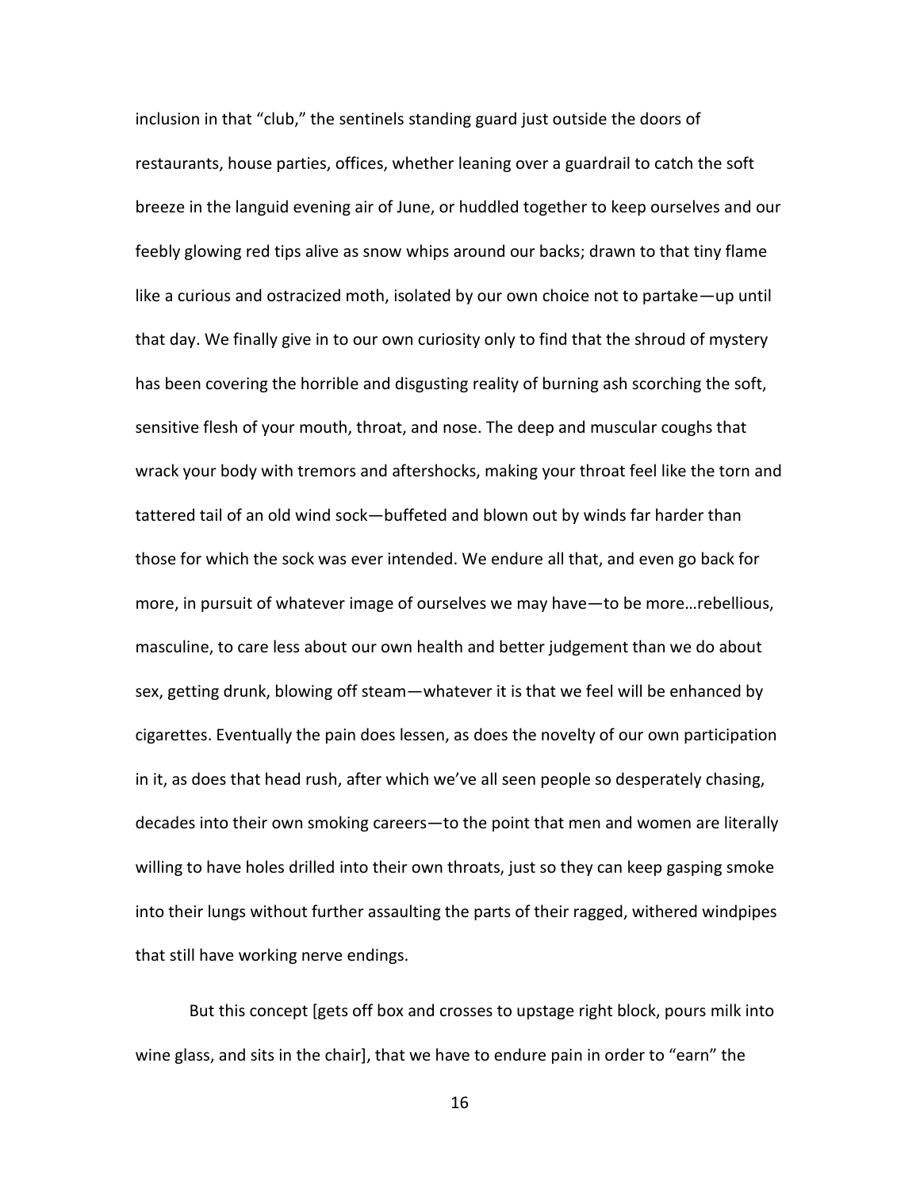inclusion in that "club," the sentinels standing guard just outside the doors of restaurants, house parties, offices, whether leaning over a guardrail to catch the soft breeze in the languid evening air of June, or huddled together to keep ourselves and our feebly glowing red tips alive as snow whips around our backs; drawn to that tiny flame like a curious and ostracized moth, isolated by our own choice not to partake—up until that day. We finally give in to our own curiosity only to find that the shroud of mystery has been covering the horrible and disgusting reality of burning ash scorching the soft, sensitive flesh of your mouth, throat, and nose. The deep and muscular coughs that wrack your body with tremors and aftershocks, making your throat feel like the torn and tattered tail of an old wind sock—buffeted and blown out by winds far harder than those for which the sock was ever intended. We endure all that, and even go back for more, in pursuit of whatever image of ourselves we may have—to be more…rebellious, masculine, to care less about our own health and better judgement than we do about sex, getting drunk, blowing off steam—whatever it is that we feel will be enhanced by cigarettes. Eventually the pain does lessen, as does the novelty of our own participation in it, as does that head rush, after which we've all seen people so desperately chasing, decades into their own smoking careers—to the point that men and women are literally willing to have holes drilled into their own throats, just so they can keep gasping smoke into their lungs without further assaulting the parts of their ragged, withered windpipes that still have working nerve endings.

But this concept [gets off box and crosses to upstage right block, pours milk into wine glass, and sits in the chair], that we have to endure pain in order to "earn" the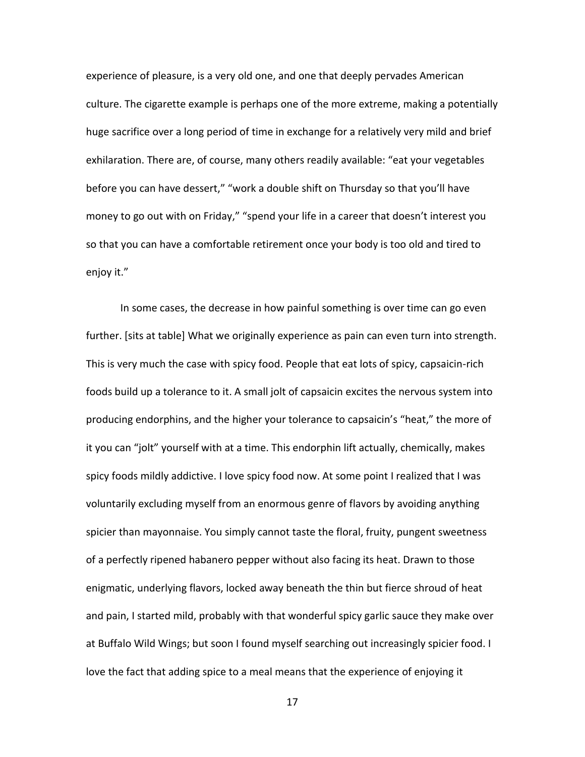experience of pleasure, is a very old one, and one that deeply pervades American culture. The cigarette example is perhaps one of the more extreme, making a potentially huge sacrifice over a long period of time in exchange for a relatively very mild and brief exhilaration. There are, of course, many others readily available: “eat your vegetables before you can have dessert,” “work a double shift on Thursday so that you’ll have money to go out with on Friday,” “spend your life in a career that doesn’t interest you so that you can have a comfortable retirement once your body is too old and tired to enjoy it.”

In some cases, the decrease in how painful something is over time can go even further. [sits at table] What we originally experience as pain can even turn into strength. This is very much the case with spicy food. People that eat lots of spicy, capsaicin-rich foods build up a tolerance to it. A small jolt of capsaicin excites the nervous system into producing endorphins, and the higher your tolerance to capsaicin’s “heat,” the more of it you can “jolt” yourself with at a time. This endorphin lift actually, chemically, makes spicy foods mildly addictive. I love spicy food now. At some point I realized that I was voluntarily excluding myself from an enormous genre of flavors by avoiding anything spicier than mayonnaise. You simply cannot taste the floral, fruity, pungent sweetness of a perfectly ripened habanero pepper without also facing its heat. Drawn to those enigmatic, underlying flavors, locked away beneath the thin but fierce shroud of heat and pain, I started mild, probably with that wonderful spicy garlic sauce they make over at Buffalo Wild Wings; but soon I found myself searching out increasingly spicier food. I love the fact that adding spice to a meal means that the experience of enjoying it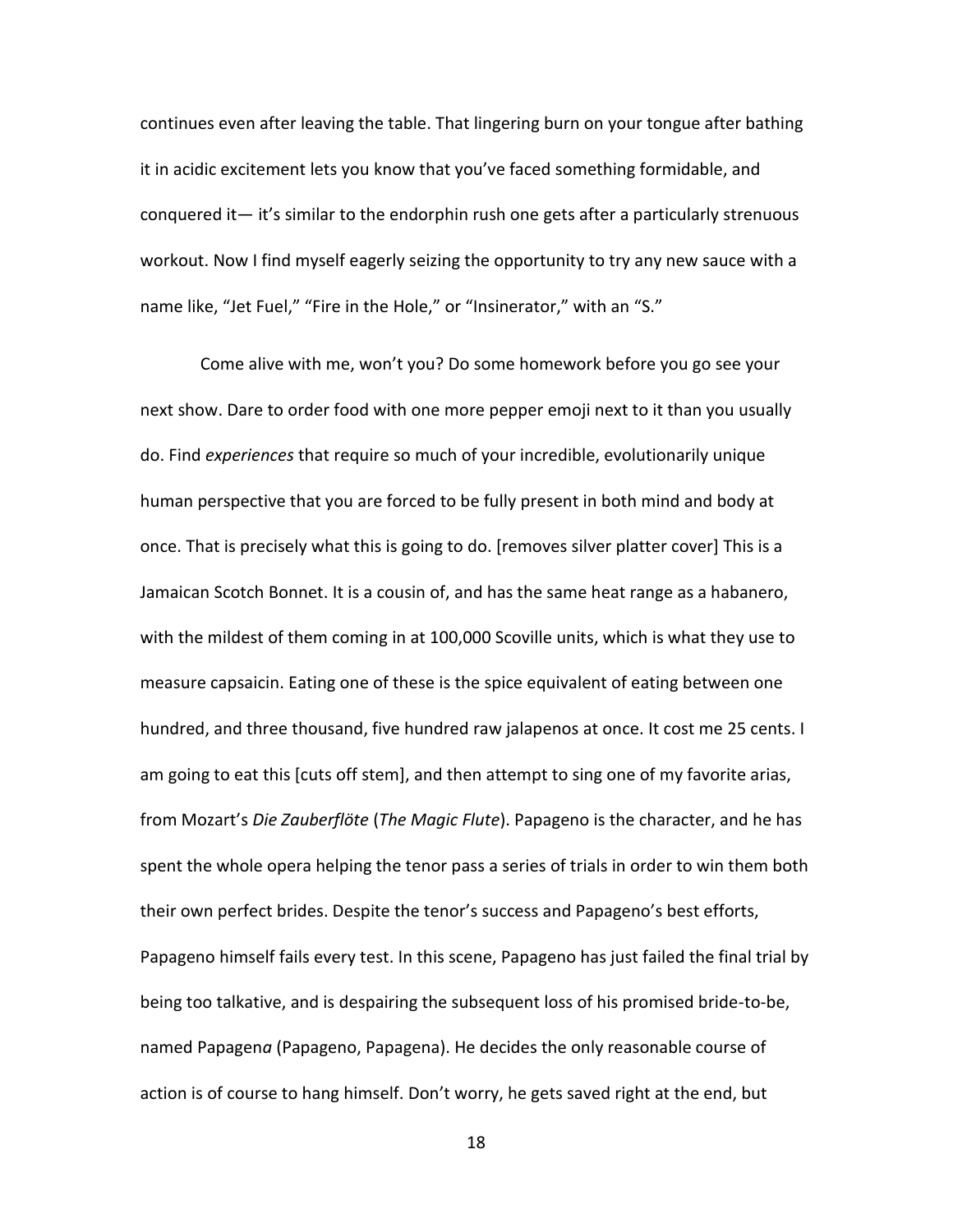continues even after leaving the table. That lingering burn on your tongue after bathing it in acidic excitement lets you know that you've faced something formidable, and conquered it— it's similar to the endorphin rush one gets after a particularly strenuous workout. Now I find myself eagerly seizing the opportunity to try any new sauce with a name like, "Jet Fuel," "Fire in the Hole," or "Insinerator," with an "S."

Come alive with me, won't you? Do some homework before you go see your next show. Dare to order food with one more pepper emoji next to it than you usually do. Find *experiences* that require so much of your incredible, evolutionarily unique human perspective that you are forced to be fully present in both mind and body at once. That is precisely what this is going to do. [removes silver platter cover] This is a Jamaican Scotch Bonnet. It is a cousin of, and has the same heat range as a habanero, with the mildest of them coming in at 100,000 Scoville units, which is what they use to measure capsaicin. Eating one of these is the spice equivalent of eating between one hundred, and three thousand, five hundred raw jalapenos at once. It cost me 25 cents. I am going to eat this [cuts off stem], and then attempt to sing one of my favorite arias, from Mozart's *Die Zauberflöte* (*The Magic Flute*). Papageno is the character, and he has spent the whole opera helping the tenor pass a series of trials in order to win them both their own perfect brides. Despite the tenor's success and Papageno's best efforts, Papageno himself fails every test. In this scene, Papageno has just failed the final trial by being too talkative, and is despairing the subsequent loss of his promised bride-to-be, named Papagen*a* (Papageno, Papagena). He decides the only reasonable course of action is of course to hang himself. Don't worry, he gets saved right at the end, but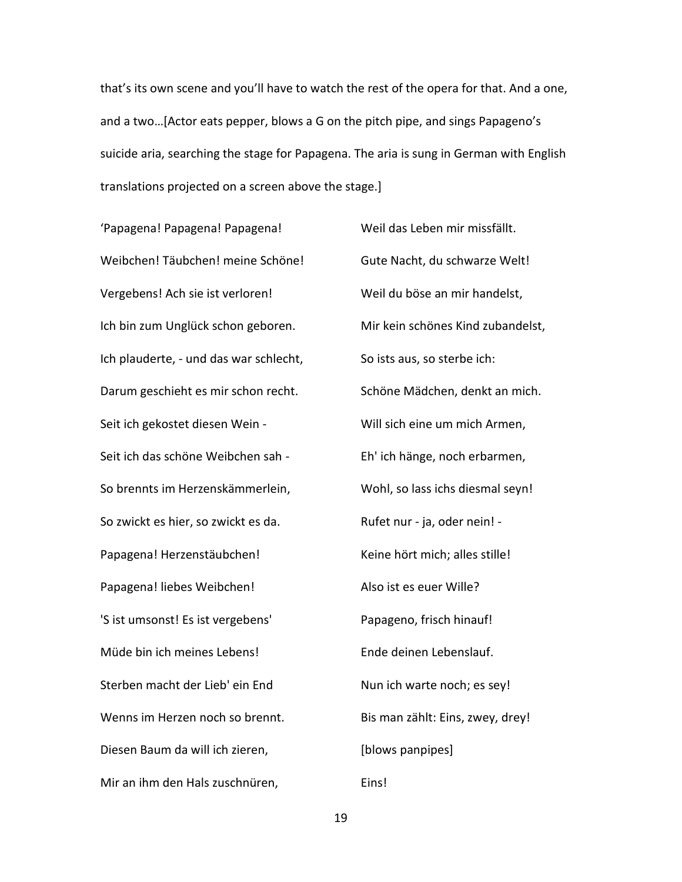that's its own scene and you'll have to watch the rest of the opera for that. And a one, and a two…[Actor eats pepper, blows a G on the pitch pipe, and sings Papageno's suicide aria, searching the stage for Papagena. The aria is sung in German with English translations projected on a screen above the stage.]

'Papagena! Papagena! Papagena!
Weibchen! Täubchen! meine Schöne!
Vergebens! Ach sie ist verloren!
Ich bin zum Unglück schon geboren.
Ich plauderte, - und das war schlecht,
Darum geschieht es mir schon recht.
Seit ich gekostet diesen Wein -
Seit ich das schöne Weibchen sah -
So brennts im Herzenskämmerlein,
So zwickt es hier, so zwickt es da.
Papagena! Herzenstäubchen!
Papagena! liebes Weibchen!
'S ist umsonst! Es ist vergebens'
Müde bin ich meines Lebens!
Sterben macht der Lieb' ein End
Wenns im Herzen noch so brennt.
Diesen Baum da will ich zieren,
Mir an ihm den Hals zuschnüren,
Weil das Leben mir missfällt.
Gute Nacht, du schwarze Welt!
Weil du böse an mir handelst,
Mir kein schönes Kind zubandelst,
So ists aus, so sterbe ich:
Schöne Mädchen, denkt an mich.
Will sich eine um mich Armen,
Eh' ich hänge, noch erbarmen,
Wohl, so lass ichs diesmal seyn!
Rufet nur - ja, oder nein! -
Keine hört mich; alles stille!
Also ist es euer Wille?
Papageno, frisch hinauf!
Ende deinen Lebenslauf.
Nun ich warte noch; es sey!
Bis man zählt: Eins, zwey, drey!
[blows panpipes]
Eins!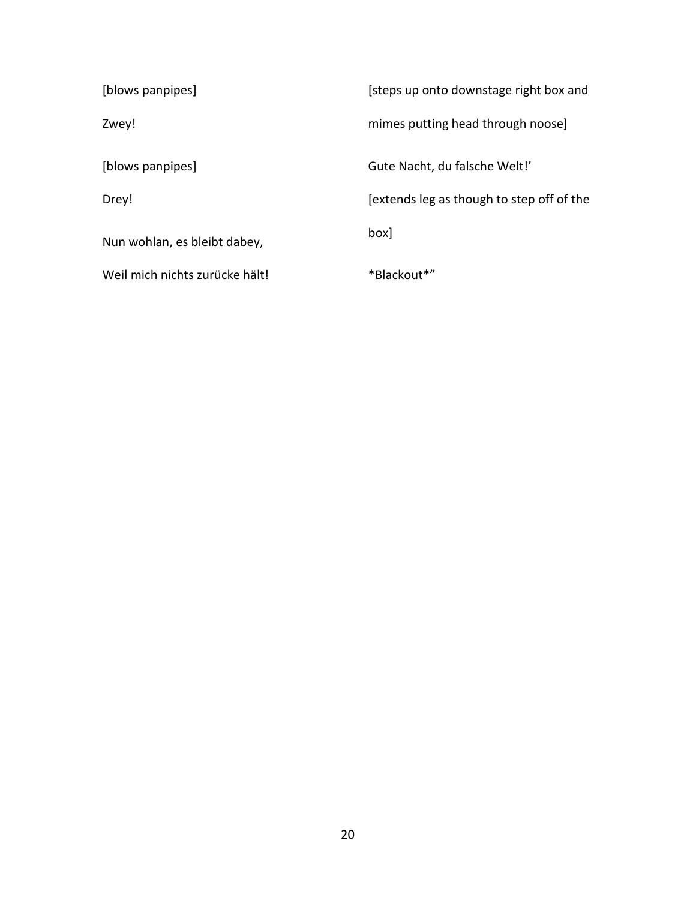[blows panpipes]

Zwey!

[blows panpipes]

Drey!

Nun wohlan, es bleibt dabey,

Weil mich nichts zurücke hält!

[steps up onto downstage right box and mimes putting head through noose]

Gute Nacht, du falsche Welt!'

[extends leg as though to step off of the box]

*Blackout*"